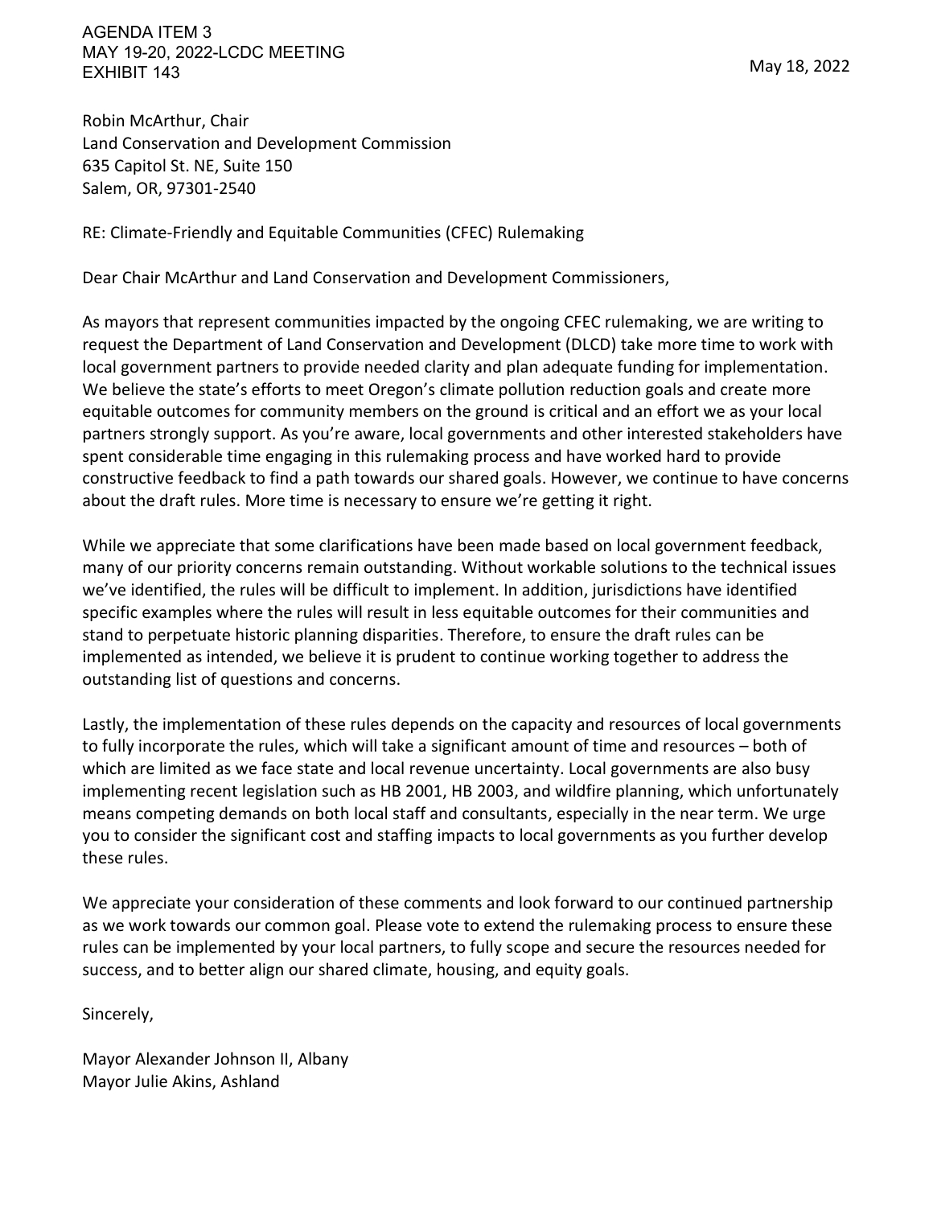AGENDA ITEM 3
MAY 19-20, 2022-LCDC MEETING
EXHIBIT 143

May 18, 2022

Robin McArthur, Chair
Land Conservation and Development Commission
635 Capitol St. NE, Suite 150
Salem, OR, 97301-2540

RE: Climate-Friendly and Equitable Communities (CFEC) Rulemaking

Dear Chair McArthur and Land Conservation and Development Commissioners,

As mayors that represent communities impacted by the ongoing CFEC rulemaking, we are writing to request the Department of Land Conservation and Development (DLCD) take more time to work with local government partners to provide needed clarity and plan adequate funding for implementation. We believe the state's efforts to meet Oregon's climate pollution reduction goals and create more equitable outcomes for community members on the ground is critical and an effort we as your local partners strongly support. As you're aware, local governments and other interested stakeholders have spent considerable time engaging in this rulemaking process and have worked hard to provide constructive feedback to find a path towards our shared goals. However, we continue to have concerns about the draft rules. More time is necessary to ensure we're getting it right.

While we appreciate that some clarifications have been made based on local government feedback, many of our priority concerns remain outstanding. Without workable solutions to the technical issues we've identified, the rules will be difficult to implement. In addition, jurisdictions have identified specific examples where the rules will result in less equitable outcomes for their communities and stand to perpetuate historic planning disparities. Therefore, to ensure the draft rules can be implemented as intended, we believe it is prudent to continue working together to address the outstanding list of questions and concerns.

Lastly, the implementation of these rules depends on the capacity and resources of local governments to fully incorporate the rules, which will take a significant amount of time and resources – both of which are limited as we face state and local revenue uncertainty. Local governments are also busy implementing recent legislation such as HB 2001, HB 2003, and wildfire planning, which unfortunately means competing demands on both local staff and consultants, especially in the near term. We urge you to consider the significant cost and staffing impacts to local governments as you further develop these rules.

We appreciate your consideration of these comments and look forward to our continued partnership as we work towards our common goal. Please vote to extend the rulemaking process to ensure these rules can be implemented by your local partners, to fully scope and secure the resources needed for success, and to better align our shared climate, housing, and equity goals.

Sincerely,

Mayor Alexander Johnson II, Albany
Mayor Julie Akins, Ashland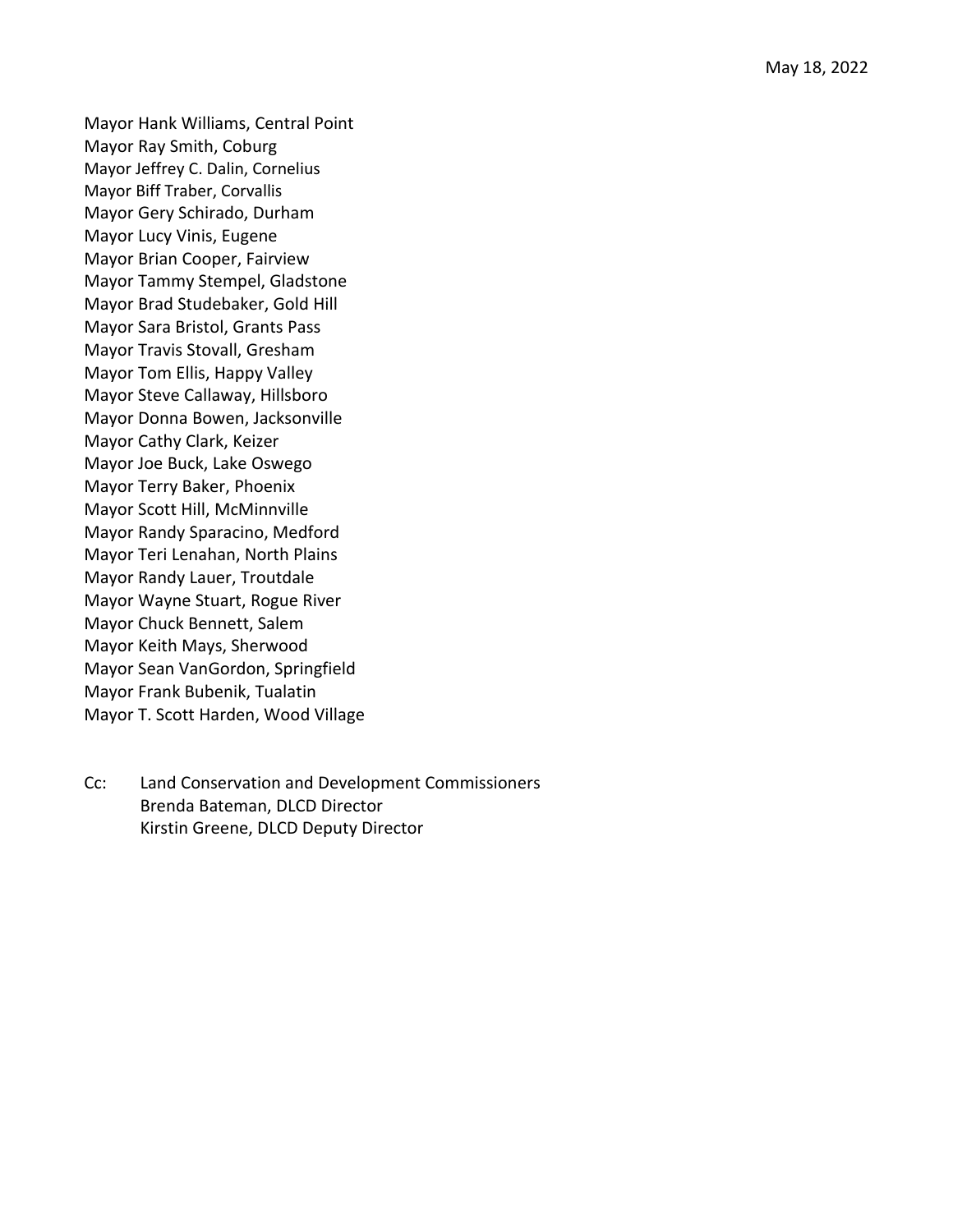May 18, 2022

Mayor Hank Williams, Central Point
Mayor Ray Smith, Coburg
Mayor Jeffrey C. Dalin, Cornelius
Mayor Biff Traber, Corvallis
Mayor Gery Schirado, Durham
Mayor Lucy Vinis, Eugene
Mayor Brian Cooper, Fairview
Mayor Tammy Stempel, Gladstone
Mayor Brad Studebaker, Gold Hill
Mayor Sara Bristol, Grants Pass
Mayor Travis Stovall, Gresham
Mayor Tom Ellis, Happy Valley
Mayor Steve Callaway, Hillsboro
Mayor Donna Bowen, Jacksonville
Mayor Cathy Clark, Keizer
Mayor Joe Buck, Lake Oswego
Mayor Terry Baker, Phoenix
Mayor Scott Hill, McMinnville
Mayor Randy Sparacino, Medford
Mayor Teri Lenahan, North Plains
Mayor Randy Lauer, Troutdale
Mayor Wayne Stuart, Rogue River
Mayor Chuck Bennett, Salem
Mayor Keith Mays, Sherwood
Mayor Sean VanGordon, Springfield
Mayor Frank Bubenik, Tualatin
Mayor T. Scott Harden, Wood Village

Cc: Land Conservation and Development Commissioners
Brenda Bateman, DLCD Director
Kirstin Greene, DLCD Deputy Director